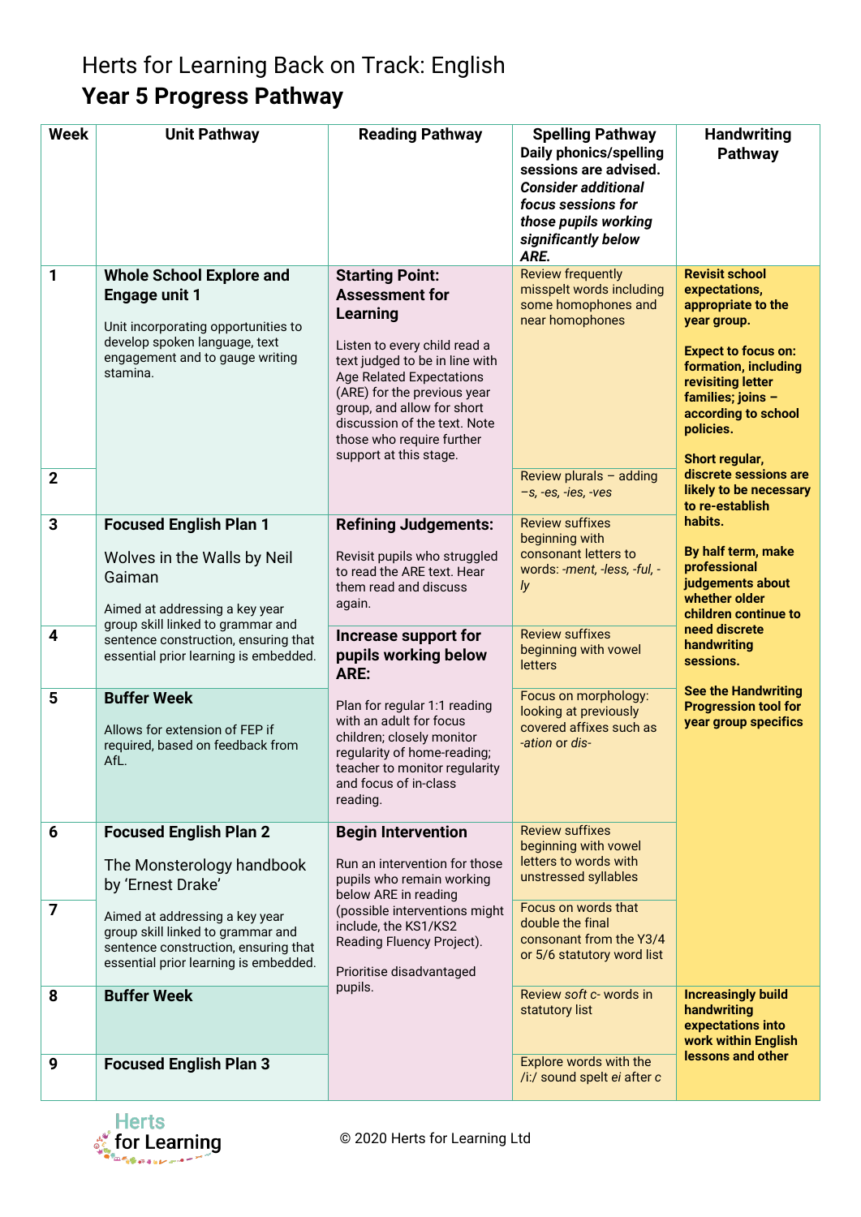# Herts for Learning Back on Track: English

## Year 5 Progress Pathway

| Week | Unit Pathway | Reading Pathway | Spelling Pathway<br>**Daily phonics/spelling sessions are advised. *Consider additional focus sessions for those pupils working significantly below ARE.*** | Handwriting Pathway |
|---|---|---|---|---|
| 1 | **Whole School Explore and Engage unit 1**<br><br>Unit incorporating opportunities to develop spoken language, text engagement and to gauge writing stamina. | **Starting Point: Assessment for Learning**<br><br>Listen to every child read a text judged to be in line with Age Related Expectations (ARE) for the previous year group, and allow for short discussion of the text. Note those who require further support at this stage. | Review frequently misspelt words including some homophones and near homophones | **Revisit school expectations, appropriate to the year group.**<br><br>**Expect to focus on: formation, including revisiting letter families; joins – according to school policies.**<br><br>**Short regular, discrete sessions are likely to be necessary to re-establish habits.**<br><br>**By half term, make professional judgements about whether older children continue to need discrete handwriting sessions.**<br><br>**See the Handwriting Progression tool for year group specifics** |
| 2 | | | Review plurals – adding *–s, -es, -ies, -ves* | |
| 3 | **Focused English Plan 1**<br><br>Wolves in the Walls by Neil Gaiman<br><br>Aimed at addressing a key year group skill linked to grammar and sentence construction, ensuring that essential prior learning is embedded. | **Refining Judgements:**<br><br>Revisit pupils who struggled to read the ARE text. Hear them read and discuss again. | Review suffixes beginning with consonant letters to words: *-ment, -less, -ful, -ly* | |
| 4 | | **Increase support for pupils working below ARE:**<br><br>Plan for regular 1:1 reading with an adult for focus children; closely monitor regularity of home-reading; teacher to monitor regularity and focus of in-class reading. | Review suffixes beginning with vowel letters | |
| 5 | **Buffer Week**<br><br>Allows for extension of FEP if required, based on feedback from AfL. | | Focus on morphology: looking at previously covered affixes such as *-ation* or *dis-* | |
| 6 | **Focused English Plan 2**<br><br>The Monsterology handbook by 'Ernest Drake'<br><br>Aimed at addressing a key year group skill linked to grammar and sentence construction, ensuring that essential prior learning is embedded. | **Begin Intervention**<br><br>Run an intervention for those pupils who remain working below ARE in reading (possible interventions might include, the KS1/KS2 Reading Fluency Project).<br><br>Prioritise disadvantaged pupils. | Review suffixes beginning with vowel letters to words with unstressed syllables | |
| 7 | | | Focus on words that double the final consonant from the Y3/4 or 5/6 statutory word list | |
| 8 | **Buffer Week** | | Review *soft c-* words in statutory list | **Increasingly build handwriting expectations into work within English lessons and other** |
| 9 | **Focused English Plan 3** | | Explore words with the /i:/ sound spelt *ei* after c | |

© 2020 Herts for Learning Ltd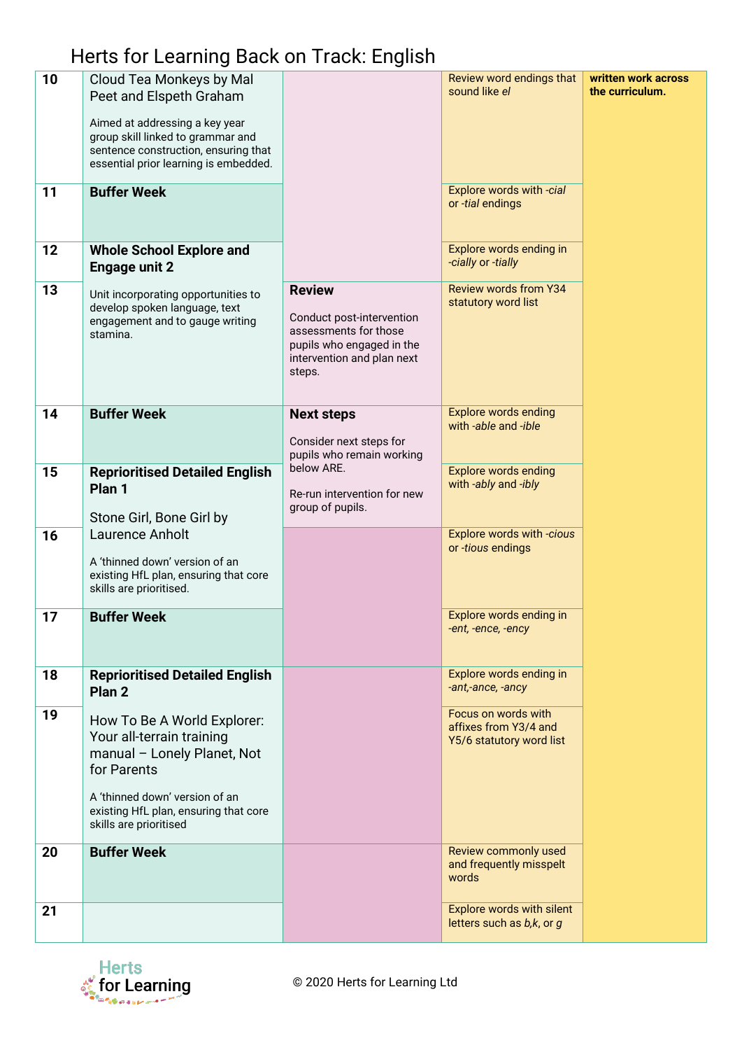# Herts for Learning Back on Track: English

| | | | | |
|---|---|---|---|---|
| 10 | Cloud Tea Monkeys by Mal Peet and Elspeth Graham<br><br>Aimed at addressing a key year group skill linked to grammar and sentence construction, ensuring that essential prior learning is embedded. | | Review word endings that sound like *el* | **written work across the curriculum.** |
| 11 | **Buffer Week** | | Explore words with *-cial* or *-tial* endings | |
| 12 | **Whole School Explore and Engage unit 2** | | Explore words ending in *-cially* or *-tially* | |
| 13 | Unit incorporating opportunities to develop spoken language, text engagement and to gauge writing stamina. | **Review**<br><br>Conduct post-intervention assessments for those pupils who engaged in the intervention and plan next steps. | Review words from Y34 statutory word list | |
| 14 | **Buffer Week** | **Next steps**<br><br>Consider next steps for pupils who remain working below ARE.<br><br>Re-run intervention for new group of pupils. | Explore words ending with *-able* and *-ible* | |
| 15 | **Reprioritised Detailed English Plan 1**<br><br>Stone Girl, Bone Girl by Laurence Anholt | | Explore words ending with *-ably* and *-ibly* | |
| 16 | A 'thinned down' version of an existing HfL plan, ensuring that core skills are prioritised. | | Explore words with *-cious* or *-tious* endings | |
| 17 | **Buffer Week** | | Explore words ending in *-ent, -ence, -ency* | |
| 18 | **Reprioritised Detailed English Plan 2** | | Explore words ending in *-ant,-ance, -ancy* | |
| 19 | How To Be A World Explorer: Your all-terrain training manual – Lonely Planet, Not for Parents<br><br>A 'thinned down' version of an existing HfL plan, ensuring that core skills are prioritised | | Focus on words with affixes from Y3/4 and Y5/6 statutory word list | |
| 20 | **Buffer Week** | | Review commonly used and frequently misspelt words | |
| 21 | | | Explore words with silent letters such as *b,k*, or *g* | |

© 2020 Herts for Learning Ltd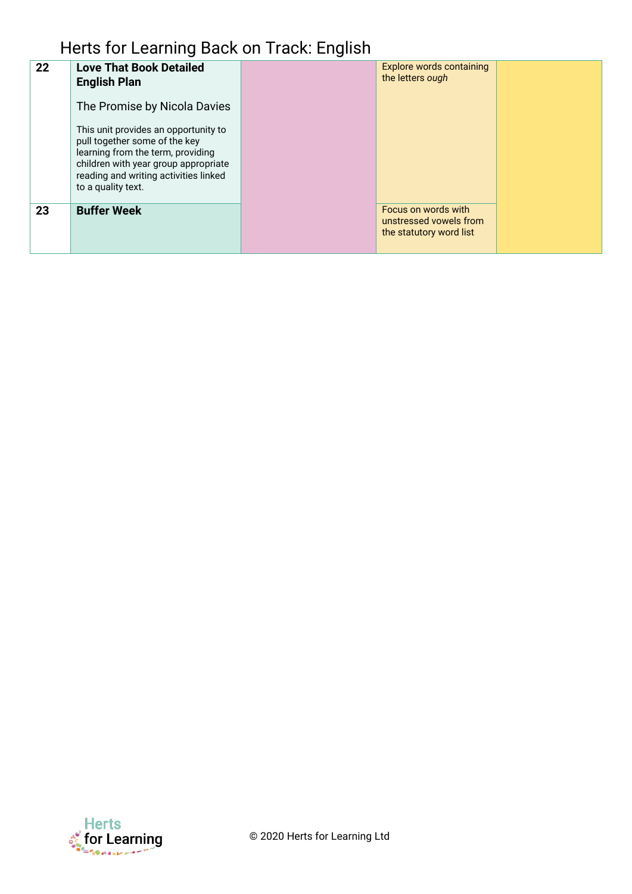# Herts for Learning Back on Track: English

| | | | | |
|---|---|---|---|---|
| **22** | **Love That Book Detailed English Plan**<br><br>The Promise by Nicola Davies<br><br>This unit provides an opportunity to pull together some of the key learning from the term, providing children with year group appropriate reading and writing activities linked to a quality text. | | Explore words containing the letters *ough* | |
| **23** | **Buffer Week** | | Focus on words with unstressed vowels from the statutory word list | |

© 2020 Herts for Learning Ltd